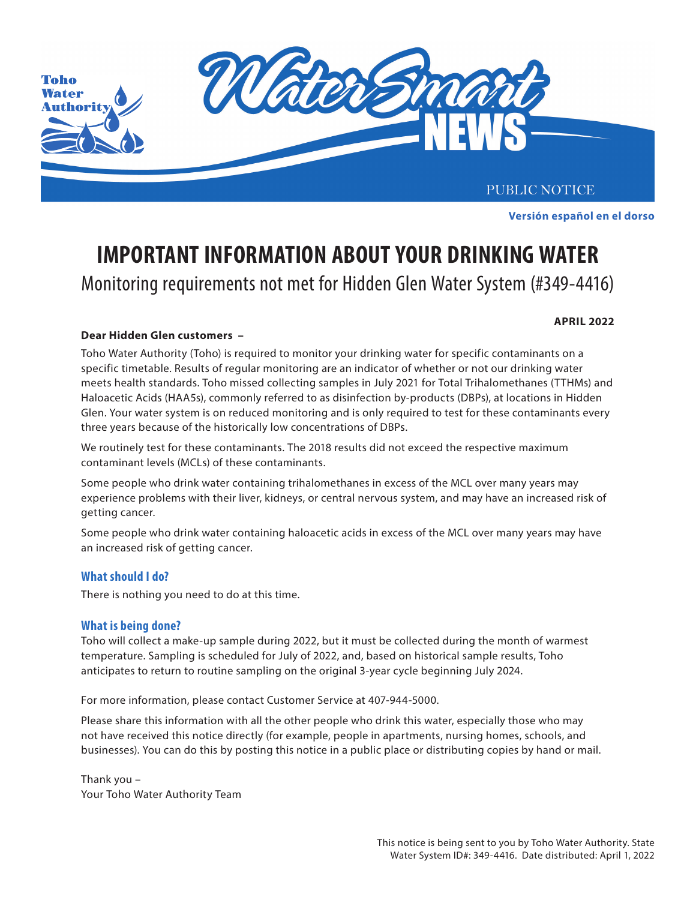Toho Water Authority

WaterSmart NEWS

PUBLIC NOTICE

**Versión español en el dorso**

# IMPORTANT INFORMATION ABOUT YOUR DRINKING WATER

## Monitoring requirements not met for Hidden Glen Water System (#349-4416)

**APRIL 2022**

**Dear Hidden Glen customers –**

Toho Water Authority (Toho) is required to monitor your drinking water for specific contaminants on a specific timetable. Results of regular monitoring are an indicator of whether or not our drinking water meets health standards. Toho missed collecting samples in July 2021 for Total Trihalomethanes (TTHMs) and Haloacetic Acids (HAA5s), commonly referred to as disinfection by-products (DBPs), at locations in Hidden Glen. Your water system is on reduced monitoring and is only required to test for these contaminants every three years because of the historically low concentrations of DBPs.

We routinely test for these contaminants. The 2018 results did not exceed the respective maximum contaminant levels (MCLs) of these contaminants.

Some people who drink water containing trihalomethanes in excess of the MCL over many years may experience problems with their liver, kidneys, or central nervous system, and may have an increased risk of getting cancer.

Some people who drink water containing haloacetic acids in excess of the MCL over many years may have an increased risk of getting cancer.

### What should I do?

There is nothing you need to do at this time.

### What is being done?

Toho will collect a make-up sample during 2022, but it must be collected during the month of warmest temperature. Sampling is scheduled for July of 2022, and, based on historical sample results, Toho anticipates to return to routine sampling on the original 3-year cycle beginning July 2024.

For more information, please contact Customer Service at 407-944-5000.

Please share this information with all the other people who drink this water, especially those who may not have received this notice directly (for example, people in apartments, nursing homes, schools, and businesses). You can do this by posting this notice in a public place or distributing copies by hand or mail.

Thank you –
Your Toho Water Authority Team

This notice is being sent to you by Toho Water Authority. State Water System ID#: 349-4416. Date distributed: April 1, 2022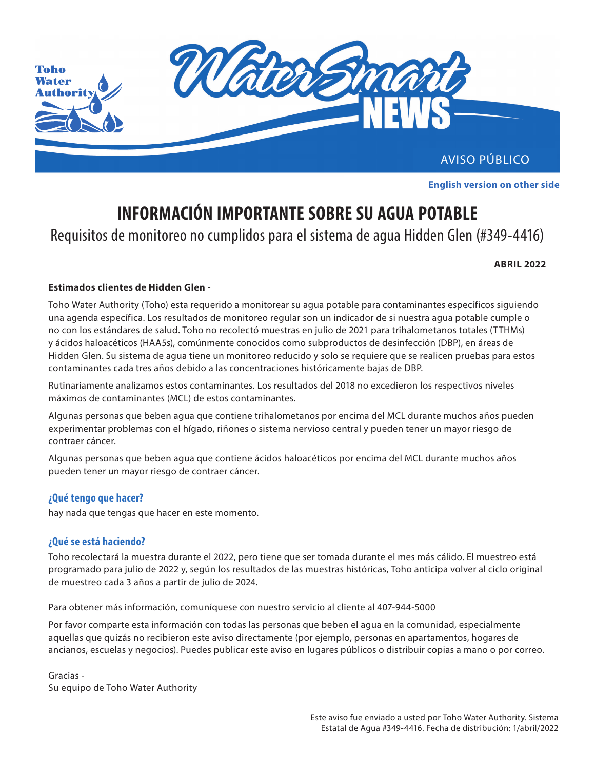Toho Water Authority

WaterSmart NEWS

AVISO PÚBLICO

**English version on other side**

# INFORMACIÓN IMPORTANTE SOBRE SU AGUA POTABLE

## Requisitos de monitoreo no cumplidos para el sistema de agua Hidden Glen (#349-4416)

**ABRIL 2022**

**Estimados clientes de Hidden Glen -**

Toho Water Authority (Toho) esta requerido a monitorear su agua potable para contaminantes específicos siguiendo una agenda específica. Los resultados de monitoreo regular son un indicador de si nuestra agua potable cumple o no con los estándares de salud. Toho no recolectó muestras en julio de 2021 para trihalometanos totales (TTHMs) y ácidos haloacéticos (HAA5s), comúnmente conocidos como subproductos de desinfección (DBP), en áreas de Hidden Glen. Su sistema de agua tiene un monitoreo reducido y solo se requiere que se realicen pruebas para estos contaminantes cada tres años debido a las concentraciones históricamente bajas de DBP.

Rutinariamente analizamos estos contaminantes. Los resultados del 2018 no excedieron los respectivos niveles máximos de contaminantes (MCL) de estos contaminantes.

Algunas personas que beben agua que contiene trihalometanos por encima del MCL durante muchos años pueden experimentar problemas con el hígado, riñones o sistema nervioso central y pueden tener un mayor riesgo de contraer cáncer.

Algunas personas que beben agua que contiene ácidos haloacéticos por encima del MCL durante muchos años pueden tener un mayor riesgo de contraer cáncer.

### ¿Qué tengo que hacer?

hay nada que tengas que hacer en este momento.

### ¿Qué se está haciendo?

Toho recolectará la muestra durante el 2022, pero tiene que ser tomada durante el mes más cálido. El muestreo está programado para julio de 2022 y, según los resultados de las muestras históricas, Toho anticipa volver al ciclo original de muestreo cada 3 años a partir de julio de 2024.

Para obtener más información, comuníquese con nuestro servicio al cliente al 407-944-5000

Por favor comparte esta información con todas las personas que beben el agua en la comunidad, especialmente aquellas que quizás no recibieron este aviso directamente (por ejemplo, personas en apartamentos, hogares de ancianos, escuelas y negocios). Puedes publicar este aviso en lugares públicos o distribuir copias a mano o por correo.

Gracias -
Su equipo de Toho Water Authority

Este aviso fue enviado a usted por Toho Water Authority. Sistema Estatal de Agua #349-4416. Fecha de distribución: 1/abril/2022